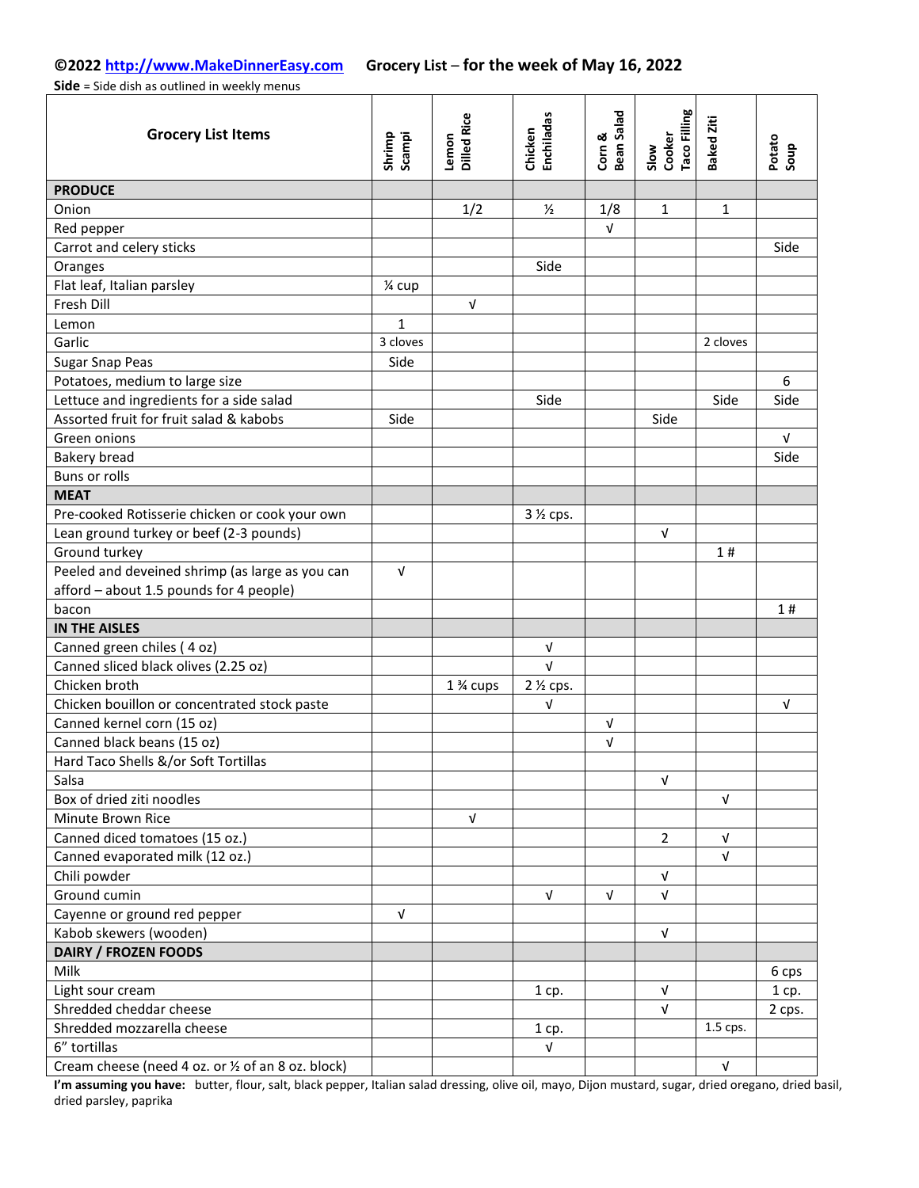**©2022 http://www.MakeDinnerEasy.com** **Grocery List – for the week of May 16, 2022**

**Side** = Side dish as outlined in weekly menus

| Grocery List Items | Shrimp Scampi | Lemon Dilled Rice | Chicken Enchiladas | Corn & Bean Salad | Slow Cooker Taco Filling | Baked Ziti | Potato Soup |
|---|---|---|---|---|---|---|---|
| **PRODUCE** | | | | | | | |
| Onion | | 1/2 | ½ | 1/8 | 1 | 1 | |
| Red pepper | | | | √ | | | |
| Carrot and celery sticks | | | | | | | Side |
| Oranges | | | Side | | | | |
| Flat leaf, Italian parsley | ¼ cup | | | | | | |
| Fresh Dill | | √ | | | | | |
| Lemon | 1 | | | | | | |
| Garlic | 3 cloves | | | | | 2 cloves | |
| Sugar Snap Peas | Side | | | | | | |
| Potatoes, medium to large size | | | | | | | 6 |
| Lettuce and ingredients for a side salad | | | Side | | | Side | Side |
| Assorted fruit for fruit salad & kabobs | Side | | | | Side | | |
| Green onions | | | | | | | √ |
| Bakery bread | | | | | | | Side |
| Buns or rolls | | | | | | | |
| **MEAT** | | | | | | | |
| Pre-cooked Rotisserie chicken or cook your own | | | 3 ½ cps. | | | | |
| Lean ground turkey or beef (2-3 pounds) | | | | | √ | | |
| Ground turkey | | | | | | 1 # | |
| Peeled and deveined shrimp (as large as you can afford – about 1.5 pounds for 4 people) | √ | | | | | | |
| bacon | | | | | | | 1 # |
| **IN THE AISLES** | | | | | | | |
| Canned green chiles ( 4 oz) | | | √ | | | | |
| Canned sliced black olives (2.25 oz) | | | √ | | | | |
| Chicken broth | | 1 ¾ cups | 2 ½ cps. | | | | |
| Chicken bouillon or concentrated stock paste | | | √ | | | | √ |
| Canned kernel corn (15 oz) | | | | √ | | | |
| Canned black beans (15 oz) | | | | √ | | | |
| Hard Taco Shells &/or Soft Tortillas | | | | | | | |
| Salsa | | | | | √ | | |
| Box of dried ziti noodles | | | | | | √ | |
| Minute Brown Rice | | √ | | | | | |
| Canned diced tomatoes (15 oz.) | | | | | 2 | √ | |
| Canned evaporated milk (12 oz.) | | | | | | √ | |
| Chili powder | | | | | √ | | |
| Ground cumin | | | √ | √ | √ | | |
| Cayenne or ground red pepper | √ | | | | | | |
| Kabob skewers (wooden) | | | | | √ | | |
| **DAIRY / FROZEN FOODS** | | | | | | | |
| Milk | | | | | | | 6 cps |
| Light sour cream | | | 1 cp. | | √ | | 1 cp. |
| Shredded cheddar cheese | | | | | √ | | 2 cps. |
| Shredded mozzarella cheese | | | 1 cp. | | | 1.5 cps. | |
| 6" tortillas | | | √ | | | | |
| Cream cheese (need 4 oz. or ½ of an 8 oz. block) | | | | | | √ | |

**I'm assuming you have:** butter, flour, salt, black pepper, Italian salad dressing, olive oil, mayo, Dijon mustard, sugar, dried oregano, dried basil, dried parsley, paprika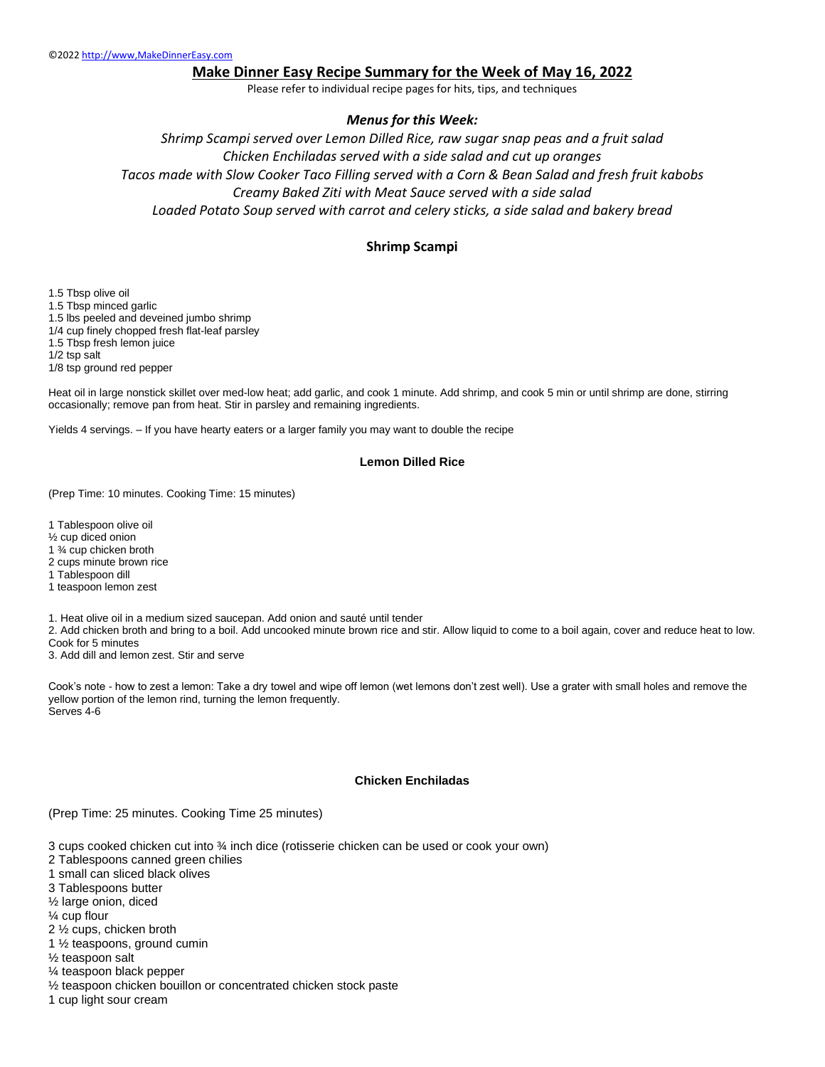©2022 http://www,MakeDinnerEasy.com

# Make Dinner Easy Recipe Summary for the Week of May 16, 2022

Please refer to individual recipe pages for hits, tips, and techniques

### *Menus for this Week:*

*Shrimp Scampi served over Lemon Dilled Rice, raw sugar snap peas and a fruit salad*
*Chicken Enchiladas served with a side salad and cut up oranges*
*Tacos made with Slow Cooker Taco Filling served with a Corn & Bean Salad and fresh fruit kabobs*
*Creamy Baked Ziti with Meat Sauce served with a side salad*
*Loaded Potato Soup served with carrot and celery sticks, a side salad and bakery bread*

## Shrimp Scampi

1.5 Tbsp olive oil
1.5 Tbsp minced garlic
1.5 lbs peeled and deveined jumbo shrimp
1/4 cup finely chopped fresh flat-leaf parsley
1.5 Tbsp fresh lemon juice
1/2 tsp salt
1/8 tsp ground red pepper

Heat oil in large nonstick skillet over med-low heat; add garlic, and cook 1 minute. Add shrimp, and cook 5 min or until shrimp are done, stirring occasionally; remove pan from heat. Stir in parsley and remaining ingredients.

Yields 4 servings. – If you have hearty eaters or a larger family you may want to double the recipe

## Lemon Dilled Rice

(Prep Time: 10 minutes. Cooking Time: 15 minutes)

1 Tablespoon olive oil
½ cup diced onion
1 ¾ cup chicken broth
2 cups minute brown rice
1 Tablespoon dill
1 teaspoon lemon zest

1. Heat olive oil in a medium sized saucepan. Add onion and sauté until tender
2. Add chicken broth and bring to a boil. Add uncooked minute brown rice and stir. Allow liquid to come to a boil again, cover and reduce heat to low. Cook for 5 minutes
3. Add dill and lemon zest. Stir and serve

Cook's note - how to zest a lemon: Take a dry towel and wipe off lemon (wet lemons don't zest well). Use a grater with small holes and remove the yellow portion of the lemon rind, turning the lemon frequently.
Serves 4-6

## Chicken Enchiladas

(Prep Time: 25 minutes. Cooking Time 25 minutes)

3 cups cooked chicken cut into ¾ inch dice (rotisserie chicken can be used or cook your own)
2 Tablespoons canned green chilies
1 small can sliced black olives
3 Tablespoons butter
½ large onion, diced
¼ cup flour
2 ½ cups, chicken broth
1 ½ teaspoons, ground cumin
½ teaspoon salt
¼ teaspoon black pepper
½ teaspoon chicken bouillon or concentrated chicken stock paste
1 cup light sour cream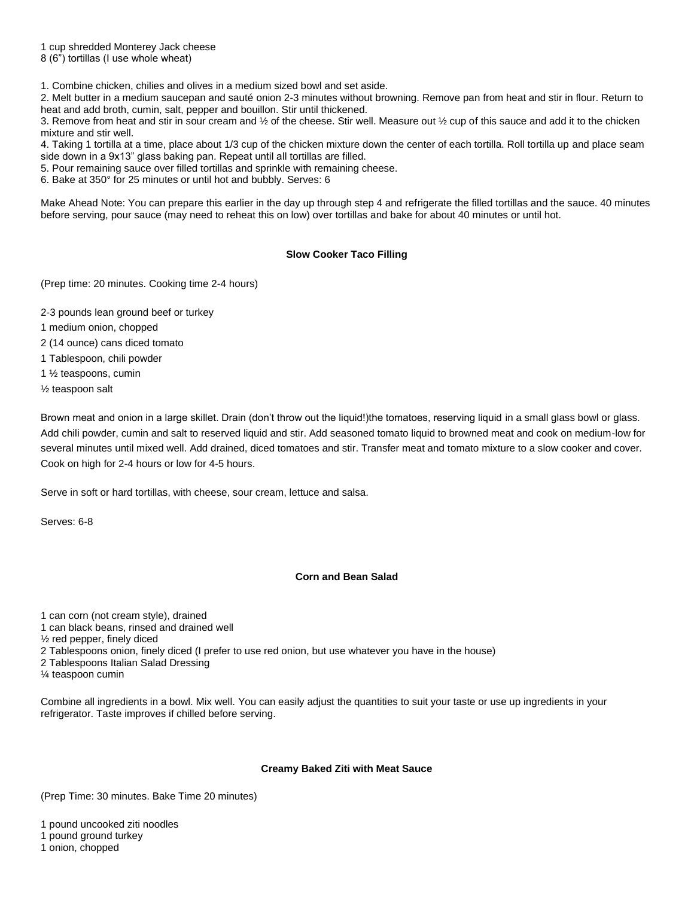1 cup shredded Monterey Jack cheese
8 (6") tortillas (I use whole wheat)

1. Combine chicken, chilies and olives in a medium sized bowl and set aside.
2. Melt butter in a medium saucepan and sauté onion 2-3 minutes without browning. Remove pan from heat and stir in flour. Return to heat and add broth, cumin, salt, pepper and bouillon. Stir until thickened.
3. Remove from heat and stir in sour cream and ½ of the cheese. Stir well. Measure out ½ cup of this sauce and add it to the chicken mixture and stir well.
4. Taking 1 tortilla at a time, place about 1/3 cup of the chicken mixture down the center of each tortilla. Roll tortilla up and place seam side down in a 9x13" glass baking pan. Repeat until all tortillas are filled.
5. Pour remaining sauce over filled tortillas and sprinkle with remaining cheese.
6. Bake at 350° for 25 minutes or until hot and bubbly. Serves: 6

Make Ahead Note: You can prepare this earlier in the day up through step 4 and refrigerate the filled tortillas and the sauce. 40 minutes before serving, pour sauce (may need to reheat this on low) over tortillas and bake for about 40 minutes or until hot.

### Slow Cooker Taco Filling

(Prep time: 20 minutes. Cooking time 2-4 hours)

2-3 pounds lean ground beef or turkey
1 medium onion, chopped
2 (14 ounce) cans diced tomato
1 Tablespoon, chili powder
1 ½ teaspoons, cumin
½ teaspoon salt

Brown meat and onion in a large skillet. Drain (don't throw out the liquid!)the tomatoes, reserving liquid in a small glass bowl or glass. Add chili powder, cumin and salt to reserved liquid and stir. Add seasoned tomato liquid to browned meat and cook on medium-low for several minutes until mixed well. Add drained, diced tomatoes and stir. Transfer meat and tomato mixture to a slow cooker and cover. Cook on high for 2-4 hours or low for 4-5 hours.

Serve in soft or hard tortillas, with cheese, sour cream, lettuce and salsa.

Serves: 6-8

### Corn and Bean Salad

1 can corn (not cream style), drained
1 can black beans, rinsed and drained well
½ red pepper, finely diced
2 Tablespoons onion, finely diced (I prefer to use red onion, but use whatever you have in the house)
2 Tablespoons Italian Salad Dressing
¼ teaspoon cumin

Combine all ingredients in a bowl. Mix well. You can easily adjust the quantities to suit your taste or use up ingredients in your refrigerator. Taste improves if chilled before serving.

### Creamy Baked Ziti with Meat Sauce

(Prep Time: 30 minutes. Bake Time 20 minutes)

1 pound uncooked ziti noodles
1 pound ground turkey
1 onion, chopped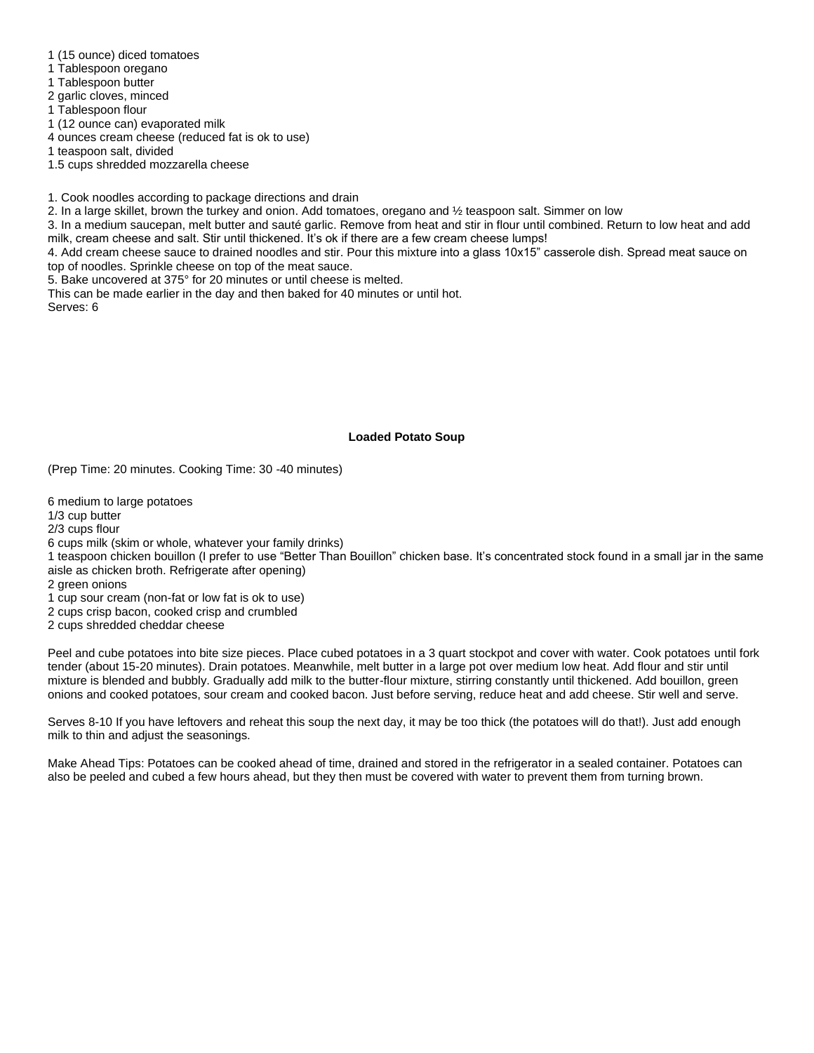1 (15 ounce) diced tomatoes
1 Tablespoon oregano
1 Tablespoon butter
2 garlic cloves, minced
1 Tablespoon flour
1 (12 ounce can) evaporated milk
4 ounces cream cheese (reduced fat is ok to use)
1 teaspoon salt, divided
1.5 cups shredded mozzarella cheese

1. Cook noodles according to package directions and drain
2. In a large skillet, brown the turkey and onion. Add tomatoes, oregano and ½ teaspoon salt. Simmer on low
3. In a medium saucepan, melt butter and sauté garlic. Remove from heat and stir in flour until combined. Return to low heat and add milk, cream cheese and salt. Stir until thickened. It's ok if there are a few cream cheese lumps!
4. Add cream cheese sauce to drained noodles and stir. Pour this mixture into a glass 10x15" casserole dish. Spread meat sauce on top of noodles. Sprinkle cheese on top of the meat sauce.
5. Bake uncovered at 375° for 20 minutes or until cheese is melted.

This can be made earlier in the day and then baked for 40 minutes or until hot.
Serves: 6

## Loaded Potato Soup

(Prep Time: 20 minutes. Cooking Time: 30 -40 minutes)

6 medium to large potatoes
1/3 cup butter
2/3 cups flour
6 cups milk (skim or whole, whatever your family drinks)
1 teaspoon chicken bouillon (I prefer to use "Better Than Bouillon" chicken base. It's concentrated stock found in a small jar in the same aisle as chicken broth. Refrigerate after opening)
2 green onions
1 cup sour cream (non-fat or low fat is ok to use)
2 cups crisp bacon, cooked crisp and crumbled
2 cups shredded cheddar cheese

Peel and cube potatoes into bite size pieces. Place cubed potatoes in a 3 quart stockpot and cover with water. Cook potatoes until fork tender (about 15-20 minutes). Drain potatoes. Meanwhile, melt butter in a large pot over medium low heat. Add flour and stir until mixture is blended and bubbly. Gradually add milk to the butter-flour mixture, stirring constantly until thickened. Add bouillon, green onions and cooked potatoes, sour cream and cooked bacon. Just before serving, reduce heat and add cheese. Stir well and serve.

Serves 8-10 If you have leftovers and reheat this soup the next day, it may be too thick (the potatoes will do that!). Just add enough milk to thin and adjust the seasonings.

Make Ahead Tips: Potatoes can be cooked ahead of time, drained and stored in the refrigerator in a sealed container. Potatoes can also be peeled and cubed a few hours ahead, but they then must be covered with water to prevent them from turning brown.